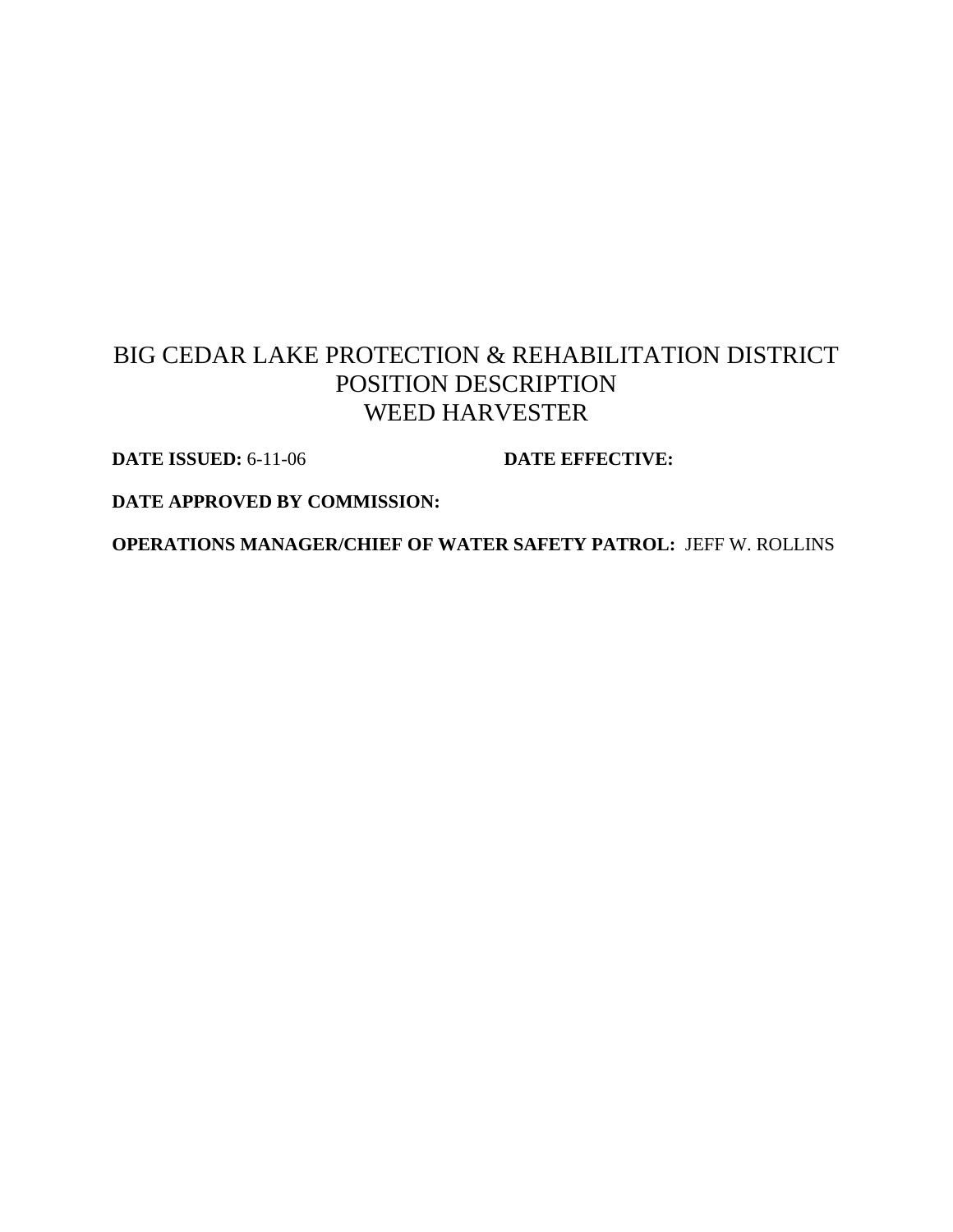# BIG CEDAR LAKE PROTECTION & REHABILITATION DISTRICT
# POSITION DESCRIPTION
# WEED HARVESTER

**DATE ISSUED:** 6-11-06 **DATE EFFECTIVE:**

**DATE APPROVED BY COMMISSION:**

**OPERATIONS MANAGER/CHIEF OF WATER SAFETY PATROL:** JEFF W. ROLLINS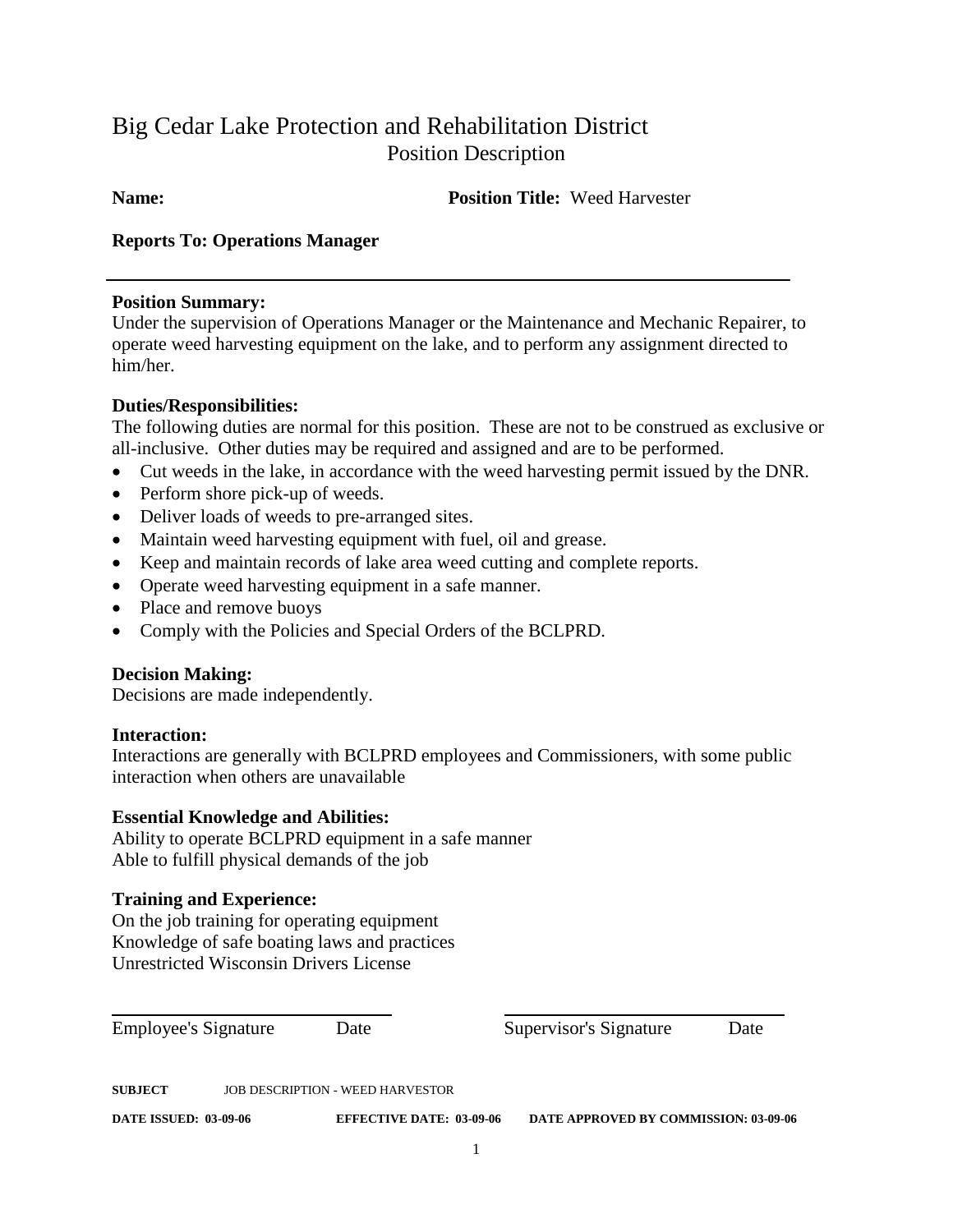# Big Cedar Lake Protection and Rehabilitation District

## Position Description

**Name:** **Position Title:** Weed Harvester

**Reports To: Operations Manager**

---

**Position Summary:**
Under the supervision of Operations Manager or the Maintenance and Mechanic Repairer, to operate weed harvesting equipment on the lake, and to perform any assignment directed to him/her.

**Duties/Responsibilities:**
The following duties are normal for this position. These are not to be construed as exclusive or all-inclusive. Other duties may be required and assigned and are to be performed.

- Cut weeds in the lake, in accordance with the weed harvesting permit issued by the DNR.
- Perform shore pick-up of weeds.
- Deliver loads of weeds to pre-arranged sites.
- Maintain weed harvesting equipment with fuel, oil and grease.
- Keep and maintain records of lake area weed cutting and complete reports.
- Operate weed harvesting equipment in a safe manner.
- Place and remove buoys
- Comply with the Policies and Special Orders of the BCLPRD.

**Decision Making:**
Decisions are made independently.

**Interaction:**
Interactions are generally with BCLPRD employees and Commissioners, with some public interaction when others are unavailable

**Essential Knowledge and Abilities:**
Ability to operate BCLPRD equipment in a safe manner
Able to fulfill physical demands of the job

**Training and Experience:**
On the job training for operating equipment
Knowledge of safe boating laws and practices
Unrestricted Wisconsin Drivers License

Employee's Signature Date Supervisor's Signature Date

**SUBJECT** JOB DESCRIPTION - WEED HARVESTOR

**DATE ISSUED: 03-09-06** **EFFECTIVE DATE: 03-09-06** **DATE APPROVED BY COMMISSION: 03-09-06**